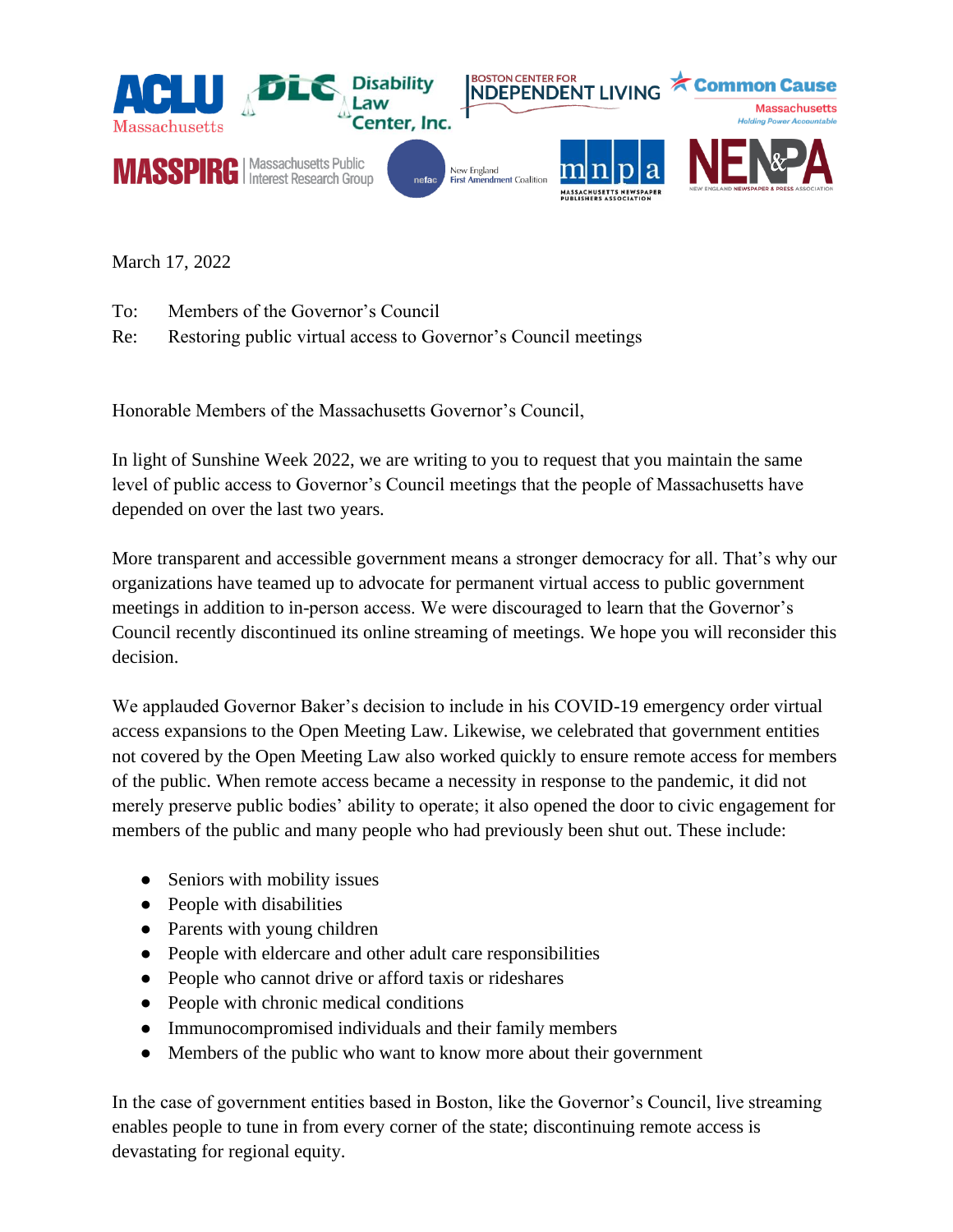March 17, 2022

To: Members of the Governor's Council
Re: Restoring public virtual access to Governor's Council meetings

Honorable Members of the Massachusetts Governor's Council,

In light of Sunshine Week 2022, we are writing to you to request that you maintain the same level of public access to Governor's Council meetings that the people of Massachusetts have depended on over the last two years.

More transparent and accessible government means a stronger democracy for all. That's why our organizations have teamed up to advocate for permanent virtual access to public government meetings in addition to in-person access. We were discouraged to learn that the Governor's Council recently discontinued its online streaming of meetings. We hope you will reconsider this decision.

We applauded Governor Baker's decision to include in his COVID-19 emergency order virtual access expansions to the Open Meeting Law. Likewise, we celebrated that government entities not covered by the Open Meeting Law also worked quickly to ensure remote access for members of the public. When remote access became a necessity in response to the pandemic, it did not merely preserve public bodies' ability to operate; it also opened the door to civic engagement for members of the public and many people who had previously been shut out. These include:

- Seniors with mobility issues
- People with disabilities
- Parents with young children
- People with eldercare and other adult care responsibilities
- People who cannot drive or afford taxis or rideshares
- People with chronic medical conditions
- Immunocompromised individuals and their family members
- Members of the public who want to know more about their government

In the case of government entities based in Boston, like the Governor's Council, live streaming enables people to tune in from every corner of the state; discontinuing remote access is devastating for regional equity.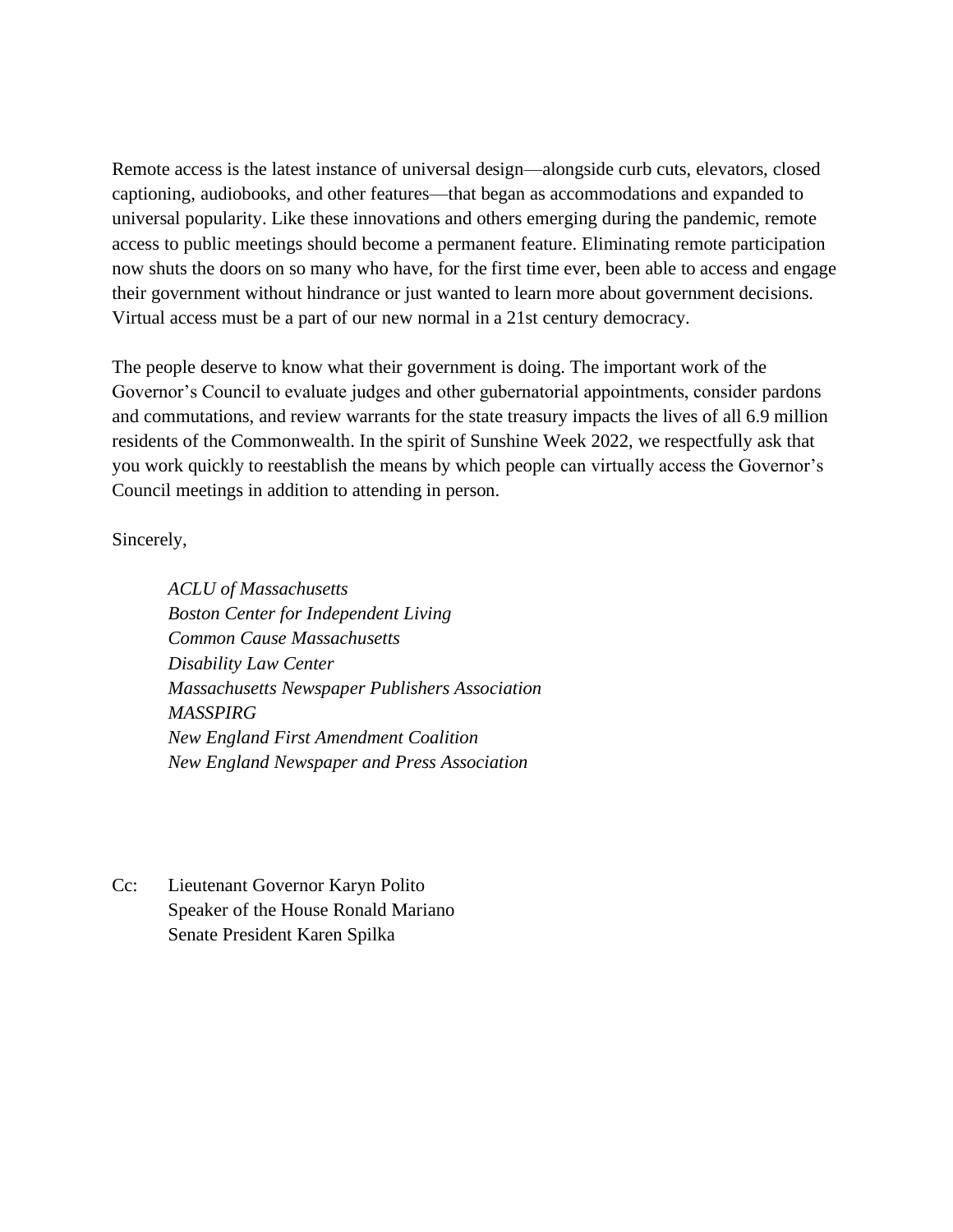Remote access is the latest instance of universal design—alongside curb cuts, elevators, closed captioning, audiobooks, and other features—that began as accommodations and expanded to universal popularity. Like these innovations and others emerging during the pandemic, remote access to public meetings should become a permanent feature. Eliminating remote participation now shuts the doors on so many who have, for the first time ever, been able to access and engage their government without hindrance or just wanted to learn more about government decisions. Virtual access must be a part of our new normal in a 21st century democracy.

The people deserve to know what their government is doing. The important work of the Governor's Council to evaluate judges and other gubernatorial appointments, consider pardons and commutations, and review warrants for the state treasury impacts the lives of all 6.9 million residents of the Commonwealth. In the spirit of Sunshine Week 2022, we respectfully ask that you work quickly to reestablish the means by which people can virtually access the Governor's Council meetings in addition to attending in person.

Sincerely,

*ACLU of Massachusetts*
*Boston Center for Independent Living*
*Common Cause Massachusetts*
*Disability Law Center*
*Massachusetts Newspaper Publishers Association*
*MASSPIRG*
*New England First Amendment Coalition*
*New England Newspaper and Press Association*

Cc: Lieutenant Governor Karyn Polito
Speaker of the House Ronald Mariano
Senate President Karen Spilka